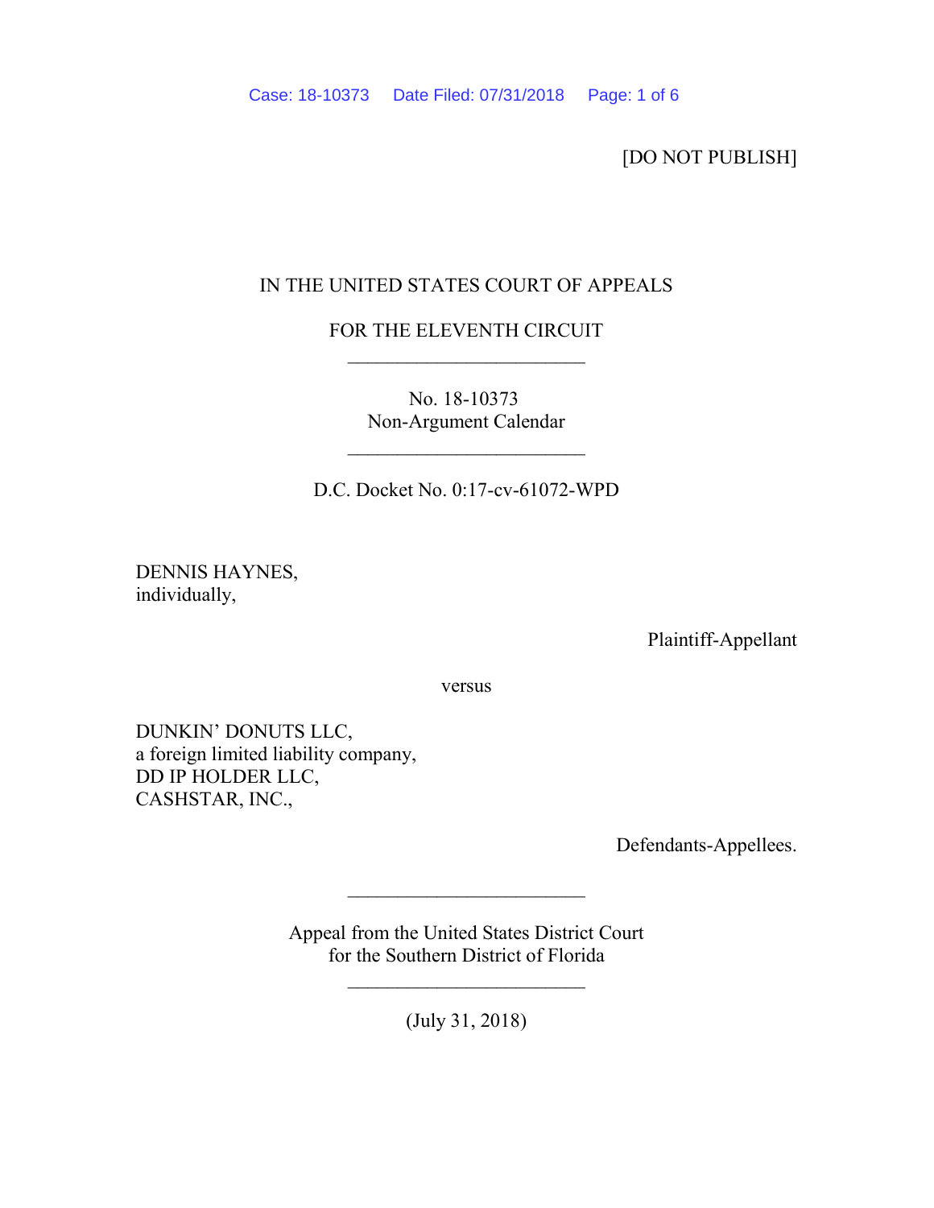[DO NOT PUBLISH]

IN THE UNITED STATES COURT OF APPEALS

FOR THE ELEVENTH CIRCUIT

________________________

No. 18-10373
Non-Argument Calendar

________________________

D.C. Docket No. 0:17-cv-61072-WPD

DENNIS HAYNES,
individually,

Plaintiff-Appellant

versus

DUNKIN' DONUTS LLC,
a foreign limited liability company,
DD IP HOLDER LLC,
CASHSTAR, INC.,

Defendants-Appellees.

________________________

Appeal from the United States District Court
for the Southern District of Florida

________________________

(July 31, 2018)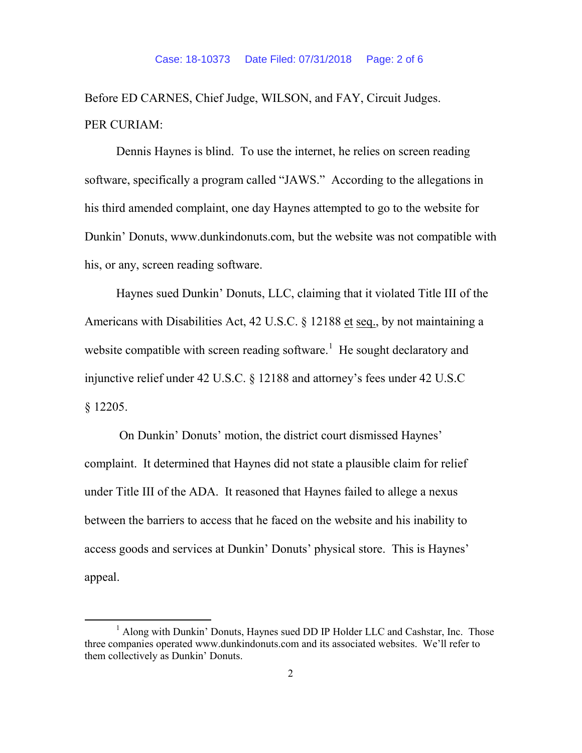Before ED CARNES, Chief Judge, WILSON, and FAY, Circuit Judges.

PER CURIAM:

Dennis Haynes is blind. To use the internet, he relies on screen reading software, specifically a program called "JAWS." According to the allegations in his third amended complaint, one day Haynes attempted to go to the website for Dunkin' Donuts, www.dunkindonuts.com, but the website was not compatible with his, or any, screen reading software.

Haynes sued Dunkin' Donuts, LLC, claiming that it violated Title III of the Americans with Disabilities Act, 42 U.S.C. § 12188 et seq., by not maintaining a website compatible with screen reading software.[1] He sought declaratory and injunctive relief under 42 U.S.C. § 12188 and attorney's fees under 42 U.S.C § 12205.

On Dunkin' Donuts' motion, the district court dismissed Haynes' complaint. It determined that Haynes did not state a plausible claim for relief under Title III of the ADA. It reasoned that Haynes failed to allege a nexus between the barriers to access that he faced on the website and his inability to access goods and services at Dunkin' Donuts' physical store. This is Haynes' appeal.

---

[1] Along with Dunkin' Donuts, Haynes sued DD IP Holder LLC and Cashstar, Inc. Those three companies operated www.dunkindonuts.com and its associated websites. We'll refer to them collectively as Dunkin' Donuts.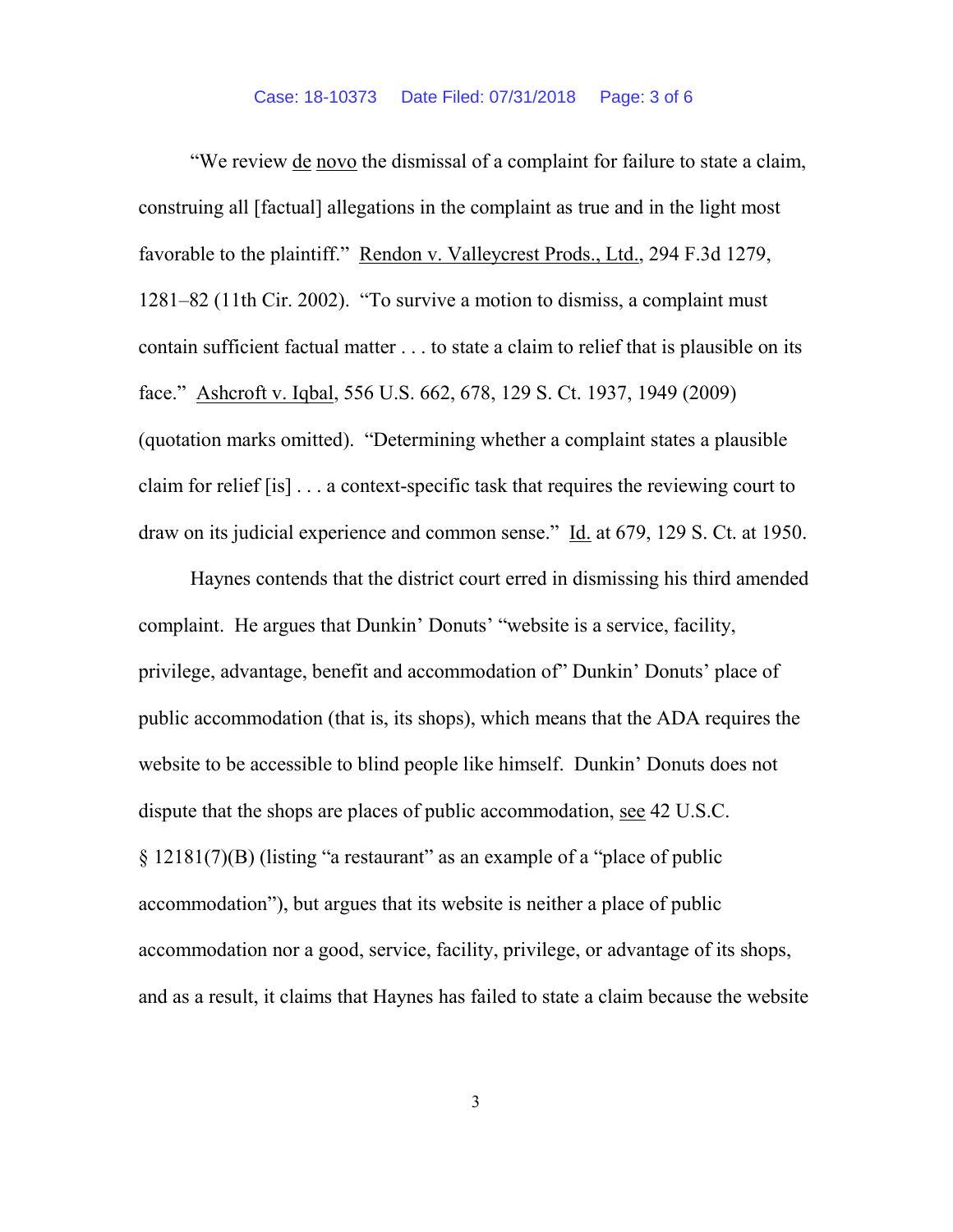"We review de novo the dismissal of a complaint for failure to state a claim, construing all [factual] allegations in the complaint as true and in the light most favorable to the plaintiff." Rendon v. Valleycrest Prods., Ltd., 294 F.3d 1279, 1281–82 (11th Cir. 2002). "To survive a motion to dismiss, a complaint must contain sufficient factual matter . . . to state a claim to relief that is plausible on its face." Ashcroft v. Iqbal, 556 U.S. 662, 678, 129 S. Ct. 1937, 1949 (2009) (quotation marks omitted). "Determining whether a complaint states a plausible claim for relief [is] . . . a context-specific task that requires the reviewing court to draw on its judicial experience and common sense." Id. at 679, 129 S. Ct. at 1950.

Haynes contends that the district court erred in dismissing his third amended complaint. He argues that Dunkin' Donuts' "website is a service, facility, privilege, advantage, benefit and accommodation of" Dunkin' Donuts' place of public accommodation (that is, its shops), which means that the ADA requires the website to be accessible to blind people like himself. Dunkin' Donuts does not dispute that the shops are places of public accommodation, see 42 U.S.C. § 12181(7)(B) (listing "a restaurant" as an example of a "place of public accommodation"), but argues that its website is neither a place of public accommodation nor a good, service, facility, privilege, or advantage of its shops, and as a result, it claims that Haynes has failed to state a claim because the website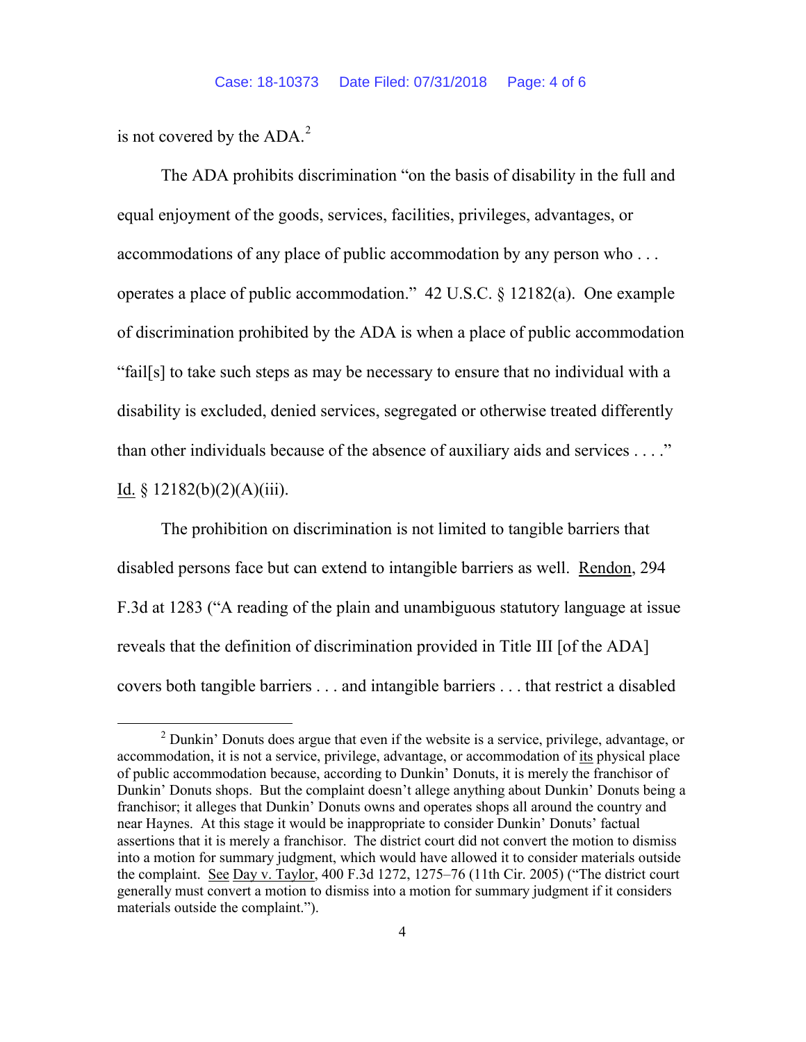is not covered by the ADA.[2]

The ADA prohibits discrimination "on the basis of disability in the full and equal enjoyment of the goods, services, facilities, privileges, advantages, or accommodations of any place of public accommodation by any person who . . . operates a place of public accommodation." 42 U.S.C. § 12182(a). One example of discrimination prohibited by the ADA is when a place of public accommodation "fail[s] to take such steps as may be necessary to ensure that no individual with a disability is excluded, denied services, segregated or otherwise treated differently than other individuals because of the absence of auxiliary aids and services . . . ." Id. § 12182(b)(2)(A)(iii).

The prohibition on discrimination is not limited to tangible barriers that disabled persons face but can extend to intangible barriers as well. Rendon, 294 F.3d at 1283 ("A reading of the plain and unambiguous statutory language at issue reveals that the definition of discrimination provided in Title III [of the ADA] covers both tangible barriers . . . and intangible barriers . . . that restrict a disabled

---

[2] Dunkin' Donuts does argue that even if the website is a service, privilege, advantage, or accommodation, it is not a service, privilege, advantage, or accommodation of its physical place of public accommodation because, according to Dunkin' Donuts, it is merely the franchisor of Dunkin' Donuts shops. But the complaint doesn't allege anything about Dunkin' Donuts being a franchisor; it alleges that Dunkin' Donuts owns and operates shops all around the country and near Haynes. At this stage it would be inappropriate to consider Dunkin' Donuts' factual assertions that it is merely a franchisor. The district court did not convert the motion to dismiss into a motion for summary judgment, which would have allowed it to consider materials outside the complaint. See Day v. Taylor, 400 F.3d 1272, 1275–76 (11th Cir. 2005) ("The district court generally must convert a motion to dismiss into a motion for summary judgment if it considers materials outside the complaint.").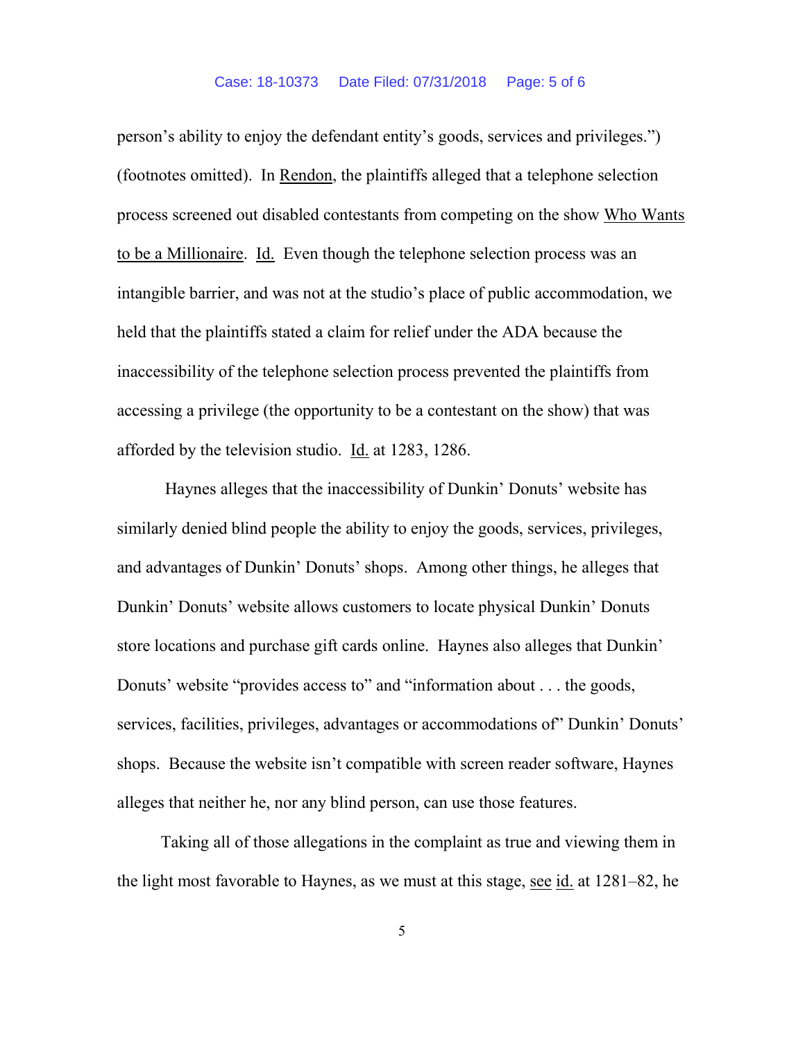person's ability to enjoy the defendant entity's goods, services and privileges.") (footnotes omitted). In Rendon, the plaintiffs alleged that a telephone selection process screened out disabled contestants from competing on the show Who Wants to be a Millionaire. Id. Even though the telephone selection process was an intangible barrier, and was not at the studio's place of public accommodation, we held that the plaintiffs stated a claim for relief under the ADA because the inaccessibility of the telephone selection process prevented the plaintiffs from accessing a privilege (the opportunity to be a contestant on the show) that was afforded by the television studio. Id. at 1283, 1286.

Haynes alleges that the inaccessibility of Dunkin' Donuts' website has similarly denied blind people the ability to enjoy the goods, services, privileges, and advantages of Dunkin' Donuts' shops. Among other things, he alleges that Dunkin' Donuts' website allows customers to locate physical Dunkin' Donuts store locations and purchase gift cards online. Haynes also alleges that Dunkin' Donuts' website "provides access to" and "information about . . . the goods, services, facilities, privileges, advantages or accommodations of" Dunkin' Donuts' shops. Because the website isn't compatible with screen reader software, Haynes alleges that neither he, nor any blind person, can use those features.

Taking all of those allegations in the complaint as true and viewing them in the light most favorable to Haynes, as we must at this stage, see id. at 1281–82, he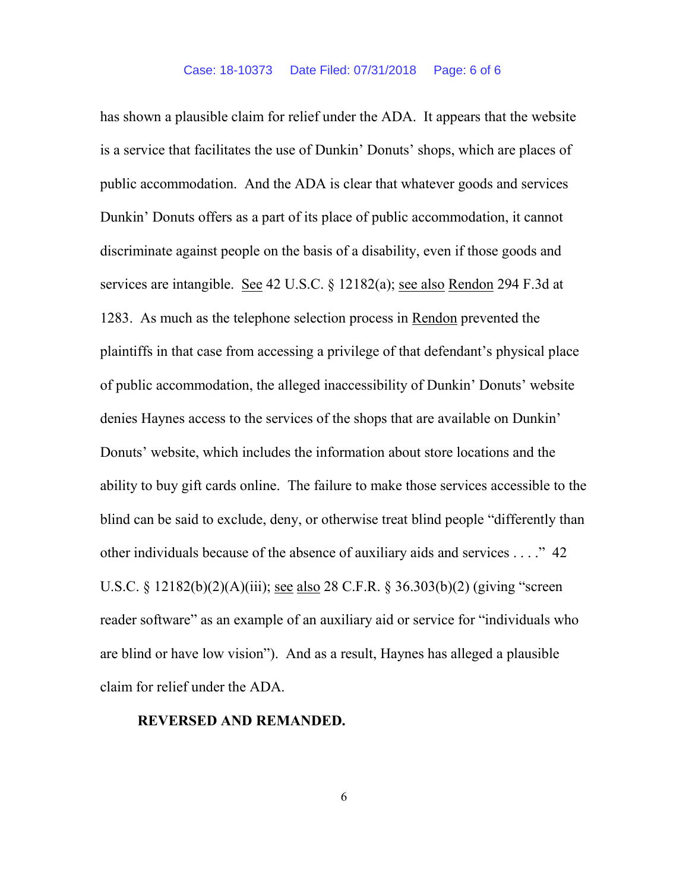has shown a plausible claim for relief under the ADA. It appears that the website is a service that facilitates the use of Dunkin' Donuts' shops, which are places of public accommodation. And the ADA is clear that whatever goods and services Dunkin' Donuts offers as a part of its place of public accommodation, it cannot discriminate against people on the basis of a disability, even if those goods and services are intangible. See 42 U.S.C. § 12182(a); see also Rendon 294 F.3d at 1283. As much as the telephone selection process in Rendon prevented the plaintiffs in that case from accessing a privilege of that defendant's physical place of public accommodation, the alleged inaccessibility of Dunkin' Donuts' website denies Haynes access to the services of the shops that are available on Dunkin' Donuts' website, which includes the information about store locations and the ability to buy gift cards online. The failure to make those services accessible to the blind can be said to exclude, deny, or otherwise treat blind people "differently than other individuals because of the absence of auxiliary aids and services . . . ." 42 U.S.C. § 12182(b)(2)(A)(iii); see also 28 C.F.R. § 36.303(b)(2) (giving "screen reader software" as an example of an auxiliary aid or service for "individuals who are blind or have low vision"). And as a result, Haynes has alleged a plausible claim for relief under the ADA.

**REVERSED AND REMANDED.**